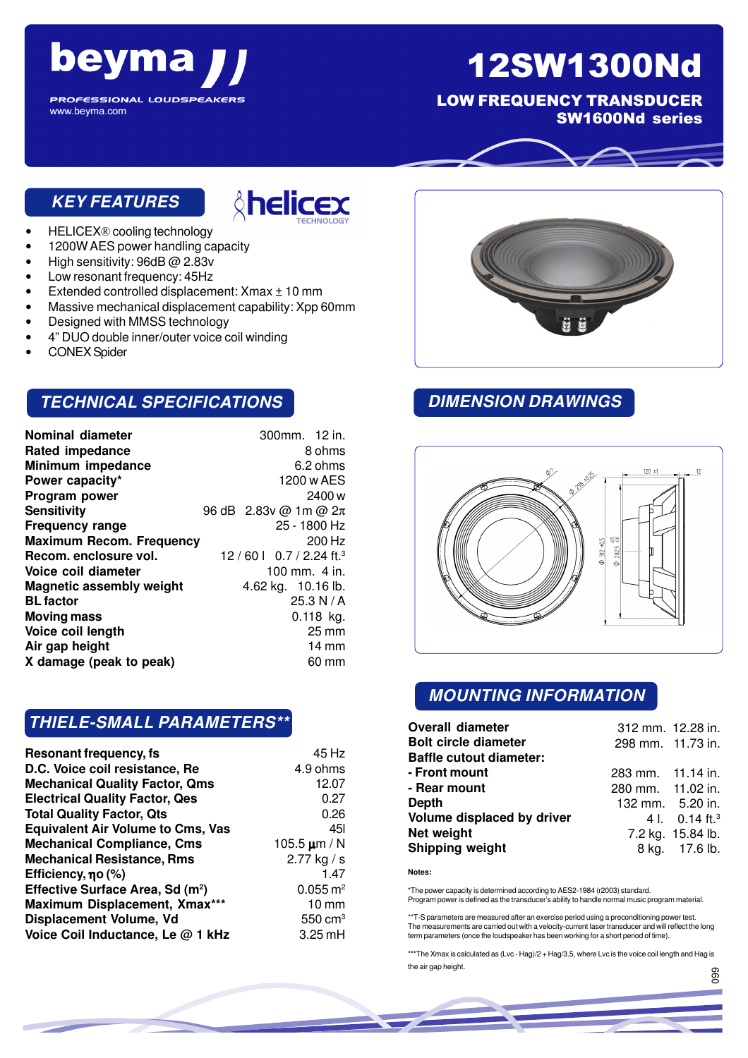# beyma

PROFESSIONAL LOUDSPEAKERS
www.beyma.com

# 12SW1300Nd

**LOW FREQUENCY TRANSDUCER**
**SW1600Nd series**

## KEY FEATURES

helicex TECHNOLOGY

- HELICEX® cooling technology
- 1200W AES power handling capacity
- High sensitivity: 96dB @ 2.83v
- Low resonant frequency: 45Hz
- Extended controlled displacement: Xmax ± 10 mm
- Massive mechanical displacement capability: Xpp 60mm
- Designed with MMSS technology
- 4" DUO double inner/outer voice coil winding
- CONEX Spider

## TECHNICAL SPECIFICATIONS

| | |
|---|---|
| **Nominal diameter** | 300mm. 12 in. |
| **Rated impedance** | 8 ohms |
| **Minimum impedance** | 6.2 ohms |
| **Power capacity*** | 1200 w AES |
| **Program power** | 2400 w |
| **Sensitivity** | 96 dB 2.83v @ 1m @ 2π |
| **Frequency range** | 25 - 1800 Hz |
| **Maximum Recom. Frequency** | 200 Hz |
| **Recom. enclosure vol.** | 12 / 60 l 0.7 / 2.24 ft.$^3$ |
| **Voice coil diameter** | 100 mm. 4 in. |
| **Magnetic assembly weight** | 4.62 kg. 10.16 lb. |
| **BL factor** | 25.3 N / A |
| **Moving mass** | 0.118 kg. |
| **Voice coil length** | 25 mm |
| **Air gap height** | 14 mm |
| **X damage (peak to peak)** | 60 mm |

## THIELE-SMALL PARAMETERS**

| | |
|---|---|
| **Resonant frequency, fs** | 45 Hz |
| **D.C. Voice coil resistance, Re** | 4.9 ohms |
| **Mechanical Quality Factor, Qms** | 12.07 |
| **Electrical Quality Factor, Qes** | 0.27 |
| **Total Quality Factor, Qts** | 0.26 |
| **Equivalent Air Volume to Cms, Vas** | 45l |
| **Mechanical Compliance, Cms** | 105.5 μm / N |
| **Mechanical Resistance, Rms** | 2.77 kg / s |
| **Efficiency, ηo (%)** | 1.47 |
| **Effective Surface Area, Sd (m²)** | 0.055 m$^2$ |
| **Maximum Displacement, Xmax*** ** | 10 mm |
| **Displacement Volume, Vd** | 550 cm$^3$ |
| **Voice Coil Inductance, Le @ 1 kHz** | 3.25 mH |

## DIMENSION DRAWINGS

## MOUNTING INFORMATION

| | | |
|---|---|---|
| **Overall diameter** | 312 mm. | 12.28 in. |
| **Bolt circle diameter** | 298 mm. | 11.73 in. |
| **Baffle cutout diameter:** | | |
| **- Front mount** | 283 mm. | 11.14 in. |
| **- Rear mount** | 280 mm. | 11.02 in. |
| **Depth** | 132 mm. | 5.20 in. |
| **Volume displaced by driver** | 4 l. | 0.14 ft.$^3$ |
| **Net weight** | 7.2 kg. | 15.84 lb. |
| **Shipping weight** | 8 kg. | 17.6 lb. |

**Notes:**

*The power capacity is determined according to AES2-1984 (r2003) standard.
Program power is defined as the transducer's ability to handle normal music program material.

**T-S parameters are measured after an exercise period using a preconditioning power test.
The measurements are carried out with a velocity-current laser transducer and will reflect the long term parameters (once the loudspeaker has been working for a short period of time).

***The Xmax is calculated as (Lvc - Hag)/2 + Hag/3.5, where Lvc is the voice coil length and Hag is the air gap height.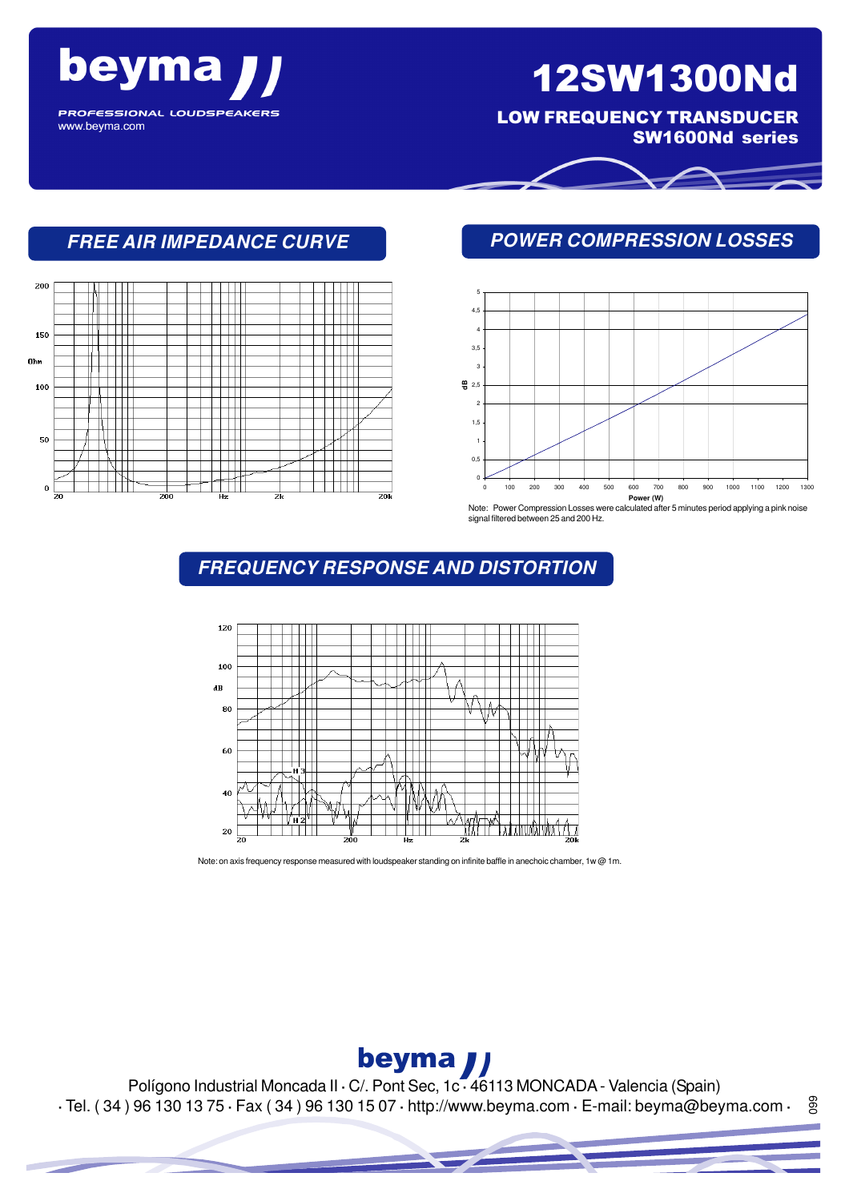beyma

PROFESSIONAL LOUDSPEAKERS
www.beyma.com

# 12SW1300Nd

**LOW FREQUENCY TRANSDUCER**
**SW1600Nd series**

## FREE AIR IMPEDANCE CURVE

200
150
Ohm
100
50
0
20
200
Hz
2k
20k

## POWER COMPRESSION LOSSES

5
4,5
4
3,5
3
dB 2,5
2
1,5
1
0,5
0
0 100 200 300 400 500 600 700 800 900 1000 1100 1200 1300
Power (W)

Note: Power Compression Losses were calculated after 5 minutes period applying a pink noise signal filtered between 25 and 200 Hz.

## FREQUENCY RESPONSE AND DISTORTION

120
100
dB
80
60
40
20
20
200
Hz
2k
20k
H 3
H 2

Note: on axis frequency response measured with loudspeaker standing on infinite baffle in anechoic chamber, 1w @ 1m.

beyma

Polígono Industrial Moncada II · C/. Pont Sec, 1c · 46113 MONCADA - Valencia (Spain)
· Tel. ( 34 ) 96 130 13 75 · Fax ( 34 ) 96 130 15 07 · http://www.beyma.com · E-mail: beyma@beyma.com ·